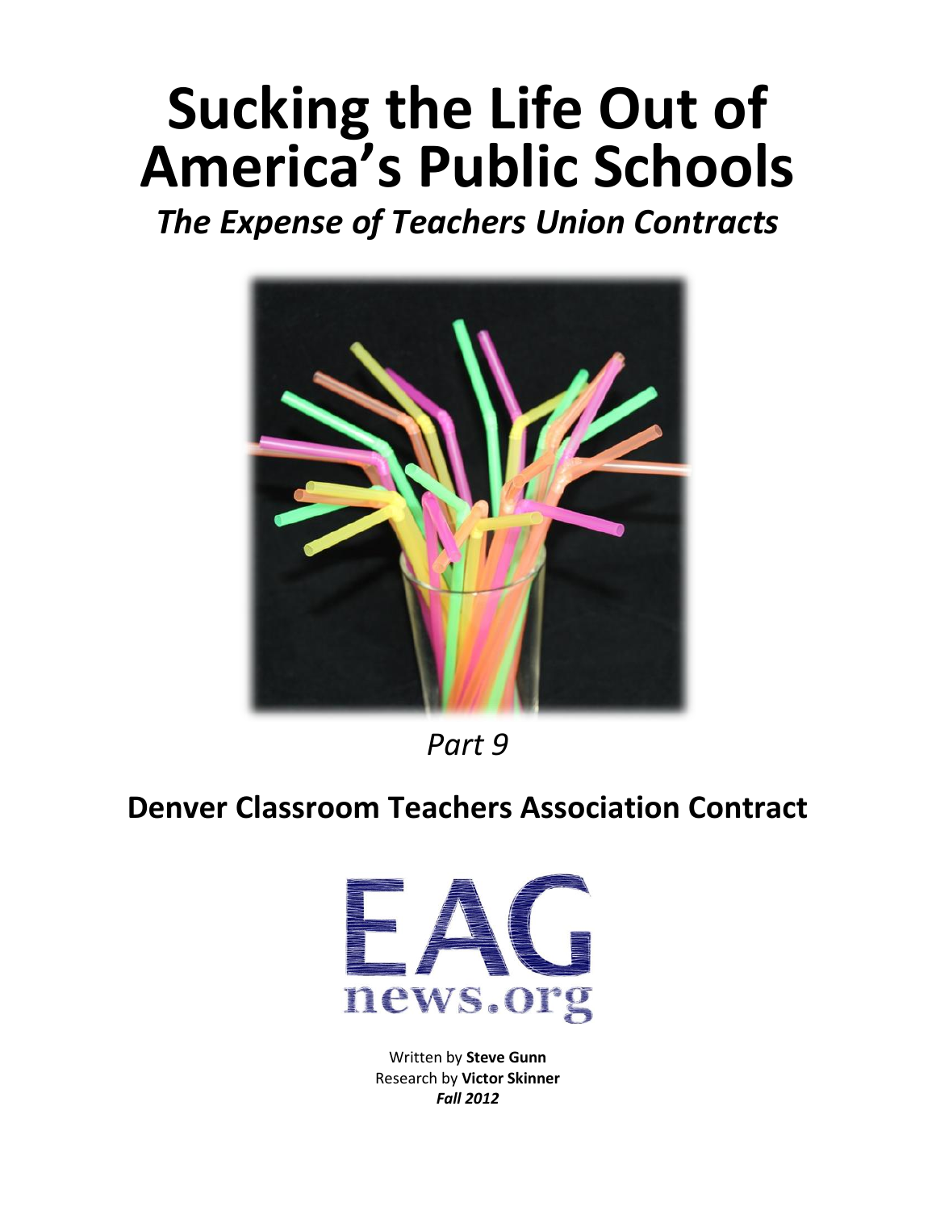# Sucking the Life Out of America's Public Schools

*The Expense of Teachers Union Contracts*

*Part 9*

## Denver Classroom Teachers Association Contract

EAG
news.org

Written by **Steve Gunn**
Research by **Victor Skinner**
***Fall 2012***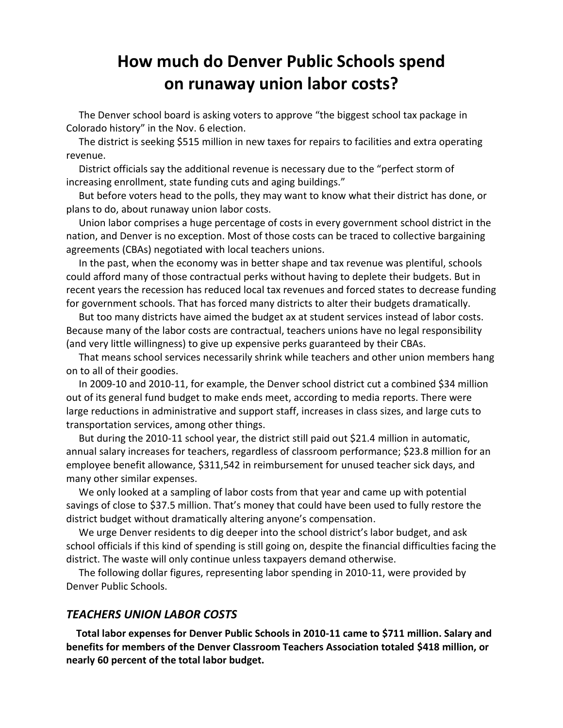# How much do Denver Public Schools spend on runaway union labor costs?

The Denver school board is asking voters to approve "the biggest school tax package in Colorado history" in the Nov. 6 election.

The district is seeking $515 million in new taxes for repairs to facilities and extra operating revenue.

District officials say the additional revenue is necessary due to the "perfect storm of increasing enrollment, state funding cuts and aging buildings."

But before voters head to the polls, they may want to know what their district has done, or plans to do, about runaway union labor costs.

Union labor comprises a huge percentage of costs in every government school district in the nation, and Denver is no exception. Most of those costs can be traced to collective bargaining agreements (CBAs) negotiated with local teachers unions.

In the past, when the economy was in better shape and tax revenue was plentiful, schools could afford many of those contractual perks without having to deplete their budgets. But in recent years the recession has reduced local tax revenues and forced states to decrease funding for government schools. That has forced many districts to alter their budgets dramatically.

But too many districts have aimed the budget ax at student services instead of labor costs. Because many of the labor costs are contractual, teachers unions have no legal responsibility (and very little willingness) to give up expensive perks guaranteed by their CBAs.

That means school services necessarily shrink while teachers and other union members hang on to all of their goodies.

In 2009-10 and 2010-11, for example, the Denver school district cut a combined $34 million out of its general fund budget to make ends meet, according to media reports. There were large reductions in administrative and support staff, increases in class sizes, and large cuts to transportation services, among other things.

But during the 2010-11 school year, the district still paid out $21.4 million in automatic, annual salary increases for teachers, regardless of classroom performance; $23.8 million for an employee benefit allowance, $311,542 in reimbursement for unused teacher sick days, and many other similar expenses.

We only looked at a sampling of labor costs from that year and came up with potential savings of close to $37.5 million. That's money that could have been used to fully restore the district budget without dramatically altering anyone's compensation.

We urge Denver residents to dig deeper into the school district's labor budget, and ask school officials if this kind of spending is still going on, despite the financial difficulties facing the district. The waste will only continue unless taxpayers demand otherwise.

The following dollar figures, representing labor spending in 2010-11, were provided by Denver Public Schools.

## *TEACHERS UNION LABOR COSTS*

**Total labor expenses for Denver Public Schools in 2010-11 came to $711 million. Salary and benefits for members of the Denver Classroom Teachers Association totaled $418 million, or nearly 60 percent of the total labor budget.**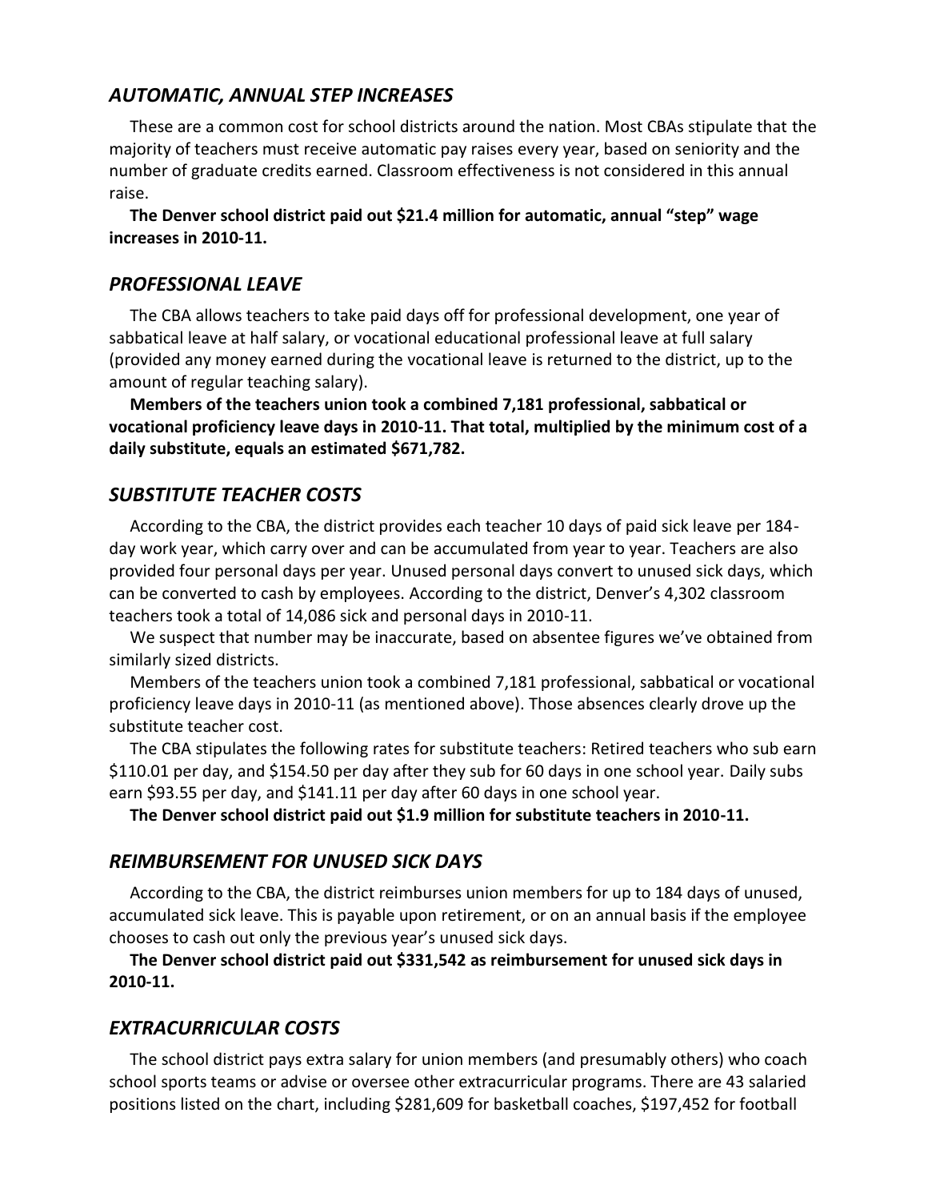## *AUTOMATIC, ANNUAL STEP INCREASES*

These are a common cost for school districts around the nation. Most CBAs stipulate that the majority of teachers must receive automatic pay raises every year, based on seniority and the number of graduate credits earned. Classroom effectiveness is not considered in this annual raise.

**The Denver school district paid out $21.4 million for automatic, annual "step" wage increases in 2010-11.**

## *PROFESSIONAL LEAVE*

The CBA allows teachers to take paid days off for professional development, one year of sabbatical leave at half salary, or vocational educational professional leave at full salary (provided any money earned during the vocational leave is returned to the district, up to the amount of regular teaching salary).

**Members of the teachers union took a combined 7,181 professional, sabbatical or vocational proficiency leave days in 2010-11. That total, multiplied by the minimum cost of a daily substitute, equals an estimated $671,782.**

## *SUBSTITUTE TEACHER COSTS*

According to the CBA, the district provides each teacher 10 days of paid sick leave per 184-day work year, which carry over and can be accumulated from year to year. Teachers are also provided four personal days per year. Unused personal days convert to unused sick days, which can be converted to cash by employees. According to the district, Denver's 4,302 classroom teachers took a total of 14,086 sick and personal days in 2010-11.

We suspect that number may be inaccurate, based on absentee figures we've obtained from similarly sized districts.

Members of the teachers union took a combined 7,181 professional, sabbatical or vocational proficiency leave days in 2010-11 (as mentioned above). Those absences clearly drove up the substitute teacher cost.

The CBA stipulates the following rates for substitute teachers: Retired teachers who sub earn $110.01 per day, and $154.50 per day after they sub for 60 days in one school year. Daily subs earn $93.55 per day, and $141.11 per day after 60 days in one school year.

**The Denver school district paid out $1.9 million for substitute teachers in 2010-11.**

## *REIMBURSEMENT FOR UNUSED SICK DAYS*

According to the CBA, the district reimburses union members for up to 184 days of unused, accumulated sick leave. This is payable upon retirement, or on an annual basis if the employee chooses to cash out only the previous year's unused sick days.

**The Denver school district paid out $331,542 as reimbursement for unused sick days in 2010-11.**

## *EXTRACURRICULAR COSTS*

The school district pays extra salary for union members (and presumably others) who coach school sports teams or advise or oversee other extracurricular programs. There are 43 salaried positions listed on the chart, including $281,609 for basketball coaches, $197,452 for football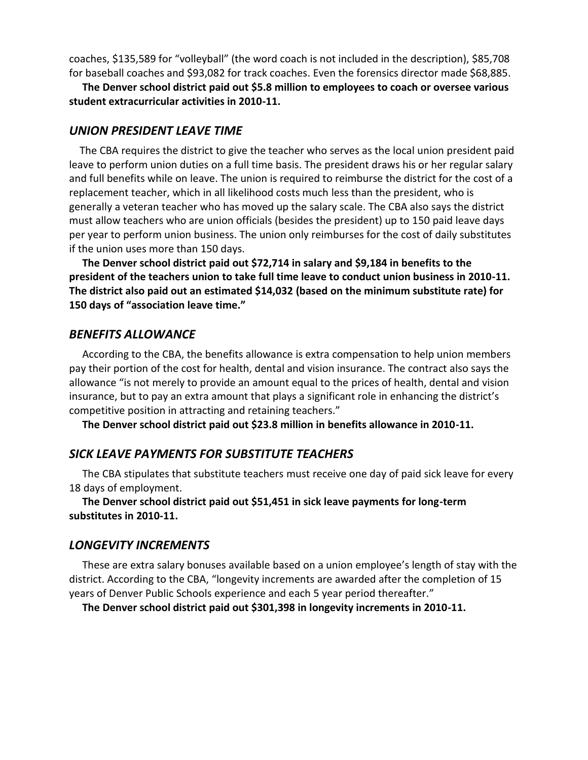coaches, $135,589 for "volleyball" (the word coach is not included in the description), $85,708 for baseball coaches and $93,082 for track coaches. Even the forensics director made $68,885.

**The Denver school district paid out $5.8 million to employees to coach or oversee various student extracurricular activities in 2010-11.**

### *UNION PRESIDENT LEAVE TIME*

The CBA requires the district to give the teacher who serves as the local union president paid leave to perform union duties on a full time basis. The president draws his or her regular salary and full benefits while on leave. The union is required to reimburse the district for the cost of a replacement teacher, which in all likelihood costs much less than the president, who is generally a veteran teacher who has moved up the salary scale. The CBA also says the district must allow teachers who are union officials (besides the president) up to 150 paid leave days per year to perform union business. The union only reimburses for the cost of daily substitutes if the union uses more than 150 days.

**The Denver school district paid out $72,714 in salary and $9,184 in benefits to the president of the teachers union to take full time leave to conduct union business in 2010-11. The district also paid out an estimated $14,032 (based on the minimum substitute rate) for 150 days of "association leave time."**

### *BENEFITS ALLOWANCE*

According to the CBA, the benefits allowance is extra compensation to help union members pay their portion of the cost for health, dental and vision insurance. The contract also says the allowance "is not merely to provide an amount equal to the prices of health, dental and vision insurance, but to pay an extra amount that plays a significant role in enhancing the district's competitive position in attracting and retaining teachers."

**The Denver school district paid out $23.8 million in benefits allowance in 2010-11.**

### *SICK LEAVE PAYMENTS FOR SUBSTITUTE TEACHERS*

The CBA stipulates that substitute teachers must receive one day of paid sick leave for every 18 days of employment.

**The Denver school district paid out $51,451 in sick leave payments for long-term substitutes in 2010-11.**

### *LONGEVITY INCREMENTS*

These are extra salary bonuses available based on a union employee's length of stay with the district. According to the CBA, "longevity increments are awarded after the completion of 15 years of Denver Public Schools experience and each 5 year period thereafter."

**The Denver school district paid out $301,398 in longevity increments in 2010-11.**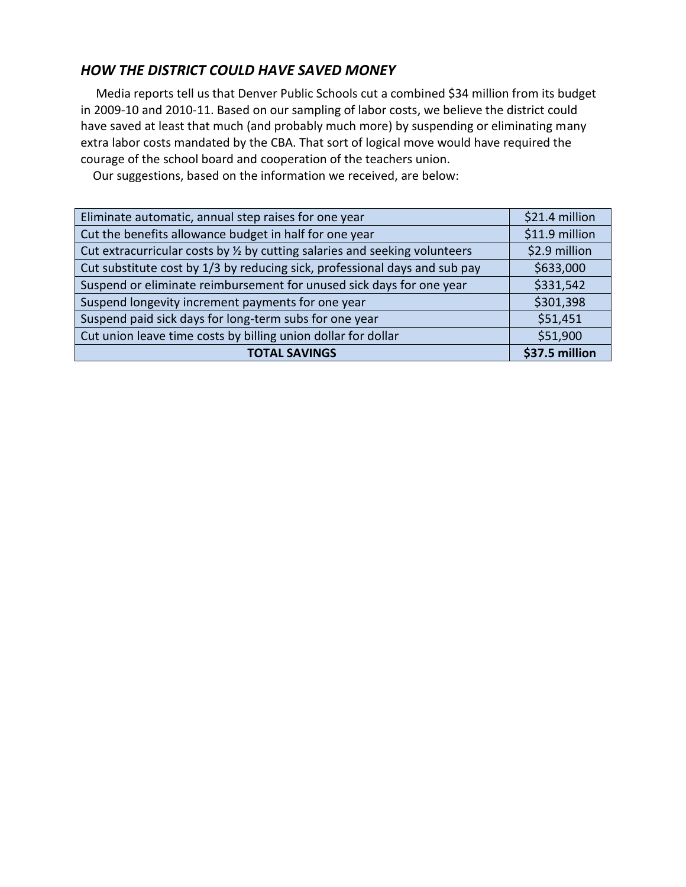### *HOW THE DISTRICT COULD HAVE SAVED MONEY*

Media reports tell us that Denver Public Schools cut a combined $34 million from its budget in 2009-10 and 2010-11. Based on our sampling of labor costs, we believe the district could have saved at least that much (and probably much more) by suspending or eliminating many extra labor costs mandated by the CBA. That sort of logical move would have required the courage of the school board and cooperation of the teachers union.

Our suggestions, based on the information we received, are below:

| | |
|---|---|
| Eliminate automatic, annual step raises for one year | $21.4 million |
| Cut the benefits allowance budget in half for one year | $11.9 million |
| Cut extracurricular costs by ½ by cutting salaries and seeking volunteers | $2.9 million |
| Cut substitute cost by 1/3 by reducing sick, professional days and sub pay | $633,000 |
| Suspend or eliminate reimbursement for unused sick days for one year | $331,542 |
| Suspend longevity increment payments for one year | $301,398 |
| Suspend paid sick days for long-term subs for one year | $51,451 |
| Cut union leave time costs by billing union dollar for dollar | $51,900 |
| **TOTAL SAVINGS** | **$37.5 million** |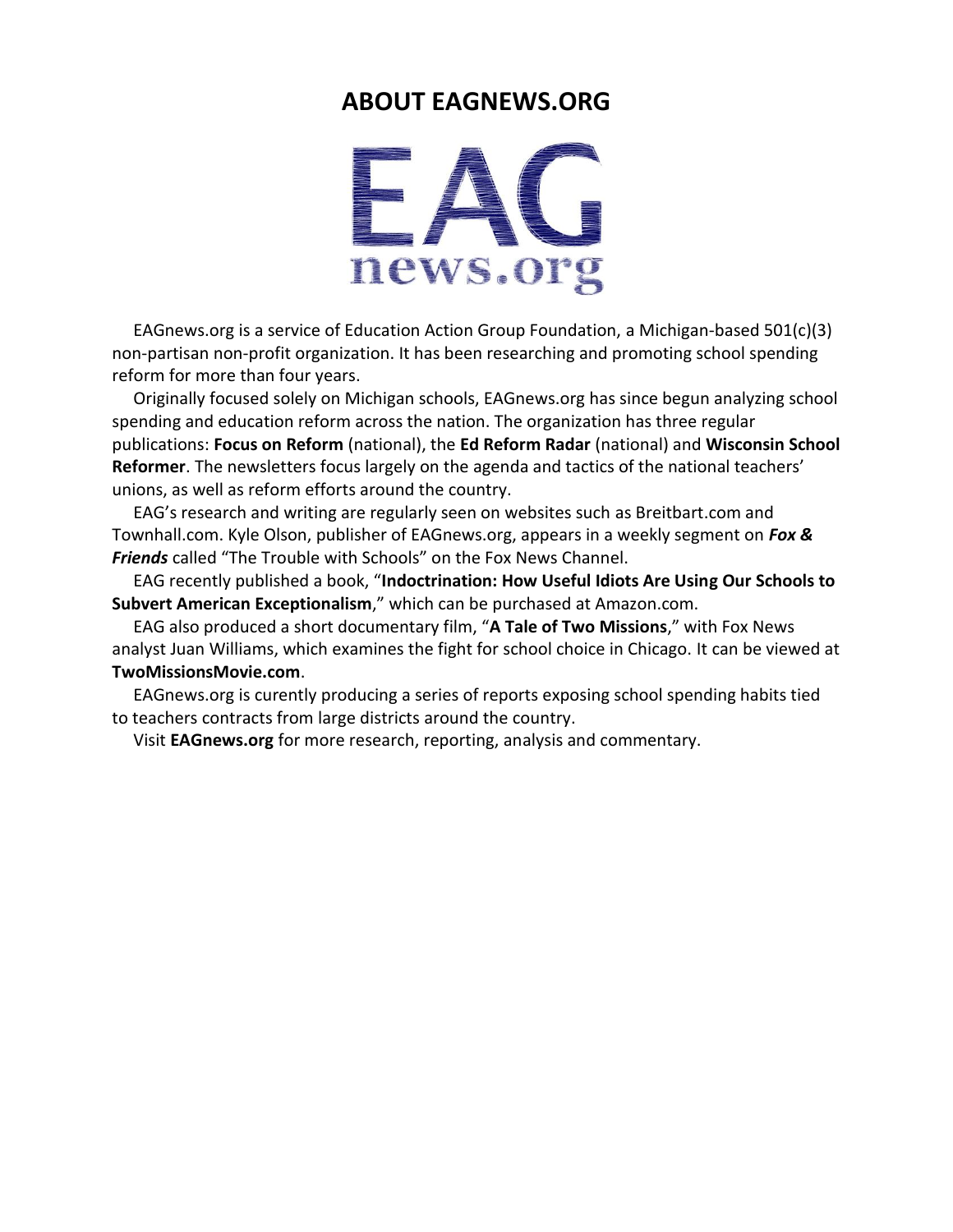# ABOUT EAGNEWS.ORG

EAGnews.org is a service of Education Action Group Foundation, a Michigan-based 501(c)(3) non-partisan non-profit organization. It has been researching and promoting school spending reform for more than four years.

Originally focused solely on Michigan schools, EAGnews.org has since begun analyzing school spending and education reform across the nation. The organization has three regular publications: **Focus on Reform** (national), the **Ed Reform Radar** (national) and **Wisconsin School Reformer**. The newsletters focus largely on the agenda and tactics of the national teachers' unions, as well as reform efforts around the country.

EAG's research and writing are regularly seen on websites such as Breitbart.com and Townhall.com. Kyle Olson, publisher of EAGnews.org, appears in a weekly segment on ***Fox & Friends*** called "The Trouble with Schools" on the Fox News Channel.

EAG recently published a book, "**Indoctrination: How Useful Idiots Are Using Our Schools to Subvert American Exceptionalism**," which can be purchased at Amazon.com.

EAG also produced a short documentary film, "**A Tale of Two Missions**," with Fox News analyst Juan Williams, which examines the fight for school choice in Chicago. It can be viewed at **TwoMissionsMovie.com**.

EAGnews.org is curently producing a series of reports exposing school spending habits tied to teachers contracts from large districts around the country.

Visit **EAGnews.org** for more research, reporting, analysis and commentary.